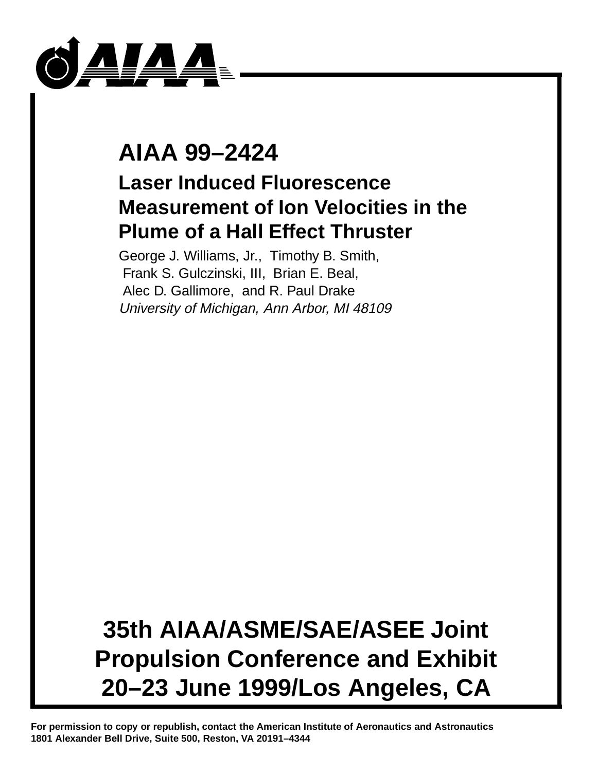AIAA

# AIAA 99–2424

## Laser Induced Fluorescence Measurement of Ion Velocities in the Plume of a Hall Effect Thruster

George J. Williams, Jr., Timothy B. Smith, Frank S. Gulczinski, III, Brian E. Beal, Alec D. Gallimore, and R. Paul Drake

*University of Michigan, Ann Arbor, MI 48109*

**35th AIAA/ASME/SAE/ASEE Joint Propulsion Conference and Exhibit**
**20–23 June 1999/Los Angeles, CA**

**For permission to copy or republish, contact the American Institute of Aeronautics and Astronautics**
**1801 Alexander Bell Drive, Suite 500, Reston, VA 20191–4344**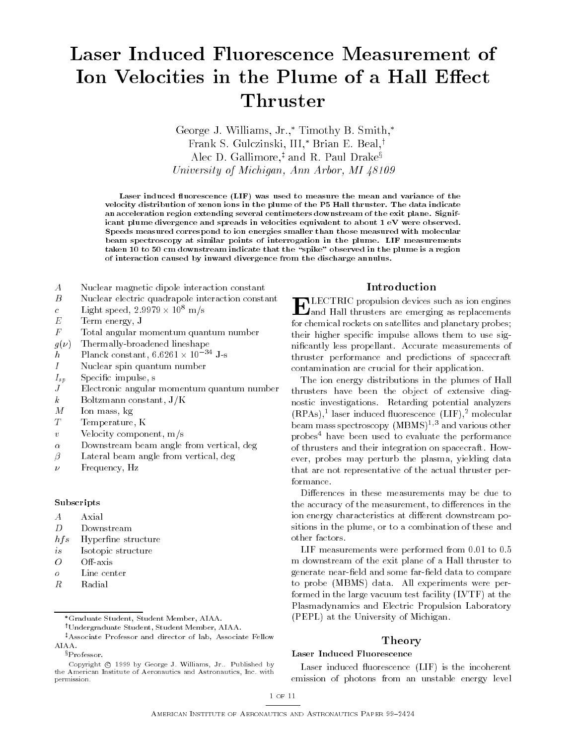# Laser Induced Fluorescence Measurement of Ion Velocities in the Plume of a Hall Effect Thruster

George J. Williams, Jr.,* Timothy B. Smith,*
Frank S. Gulczinski, III,* Brian E. Beal,†
Alec D. Gallimore,‡ and R. Paul Drake§
*University of Michigan, Ann Arbor, MI 48109*

**Laser induced fluorescence (LIF) was used to measure the mean and variance of the velocity distribution of xenon ions in the plume of the P5 Hall thruster. The data indicate an acceleration region extending several centimeters downstream of the exit plane. Significant plume divergence and spreads in velocities equivalent to about 1 eV were observed. Speeds measured correspond to ion energies smaller than those measured with molecular beam spectroscopy at similar points of interrogation in the plume. LIF measurements taken 10 to 50 cm downstream indicate that the "spike" observed in the plume is a region of interaction caused by inward divergence from the discharge annulus.**

| | |
|---|---|
| $A$ | Nuclear magnetic dipole interaction constant |
| $B$ | Nuclear electric quadrapole interaction constant |
| $c$ | Light speed, $2.9979 \times 10^8$ m/s |
| $E$ | Term energy, J |
| $F$ | Total angular momentum quantum number |
| $g(\nu)$ | Thermally-broadened lineshape |
| $h$ | Planck constant, $6.6261 \times 10^{-34}$ J-s |
| $I$ | Nuclear spin quantum number |
| $I_{sp}$ | Specific impulse, s |
| $J$ | Electronic angular momentum quantum number |
| $k$ | Boltzmann constant, J/K |
| $M$ | Ion mass, kg |
| $T$ | Temperature, K |
| $v$ | Velocity component, m/s |
| $\alpha$ | Downstream beam angle from vertical, deg |
| $\beta$ | Lateral beam angle from vertical, deg |
| $\nu$ | Frequency, Hz |

**Subscripts**

| | |
|---|---|
| $A$ | Axial |
| $D$ | Downstream |
| $hfs$ | Hyperfine structure |
| $is$ | Isotopic structure |
| $O$ | Off-axis |
| $o$ | Line center |
| $R$ | Radial |

*Graduate Student, Student Member, AIAA.

†Undergraduate Student, Student Member, AIAA.

‡Associate Professor and director of lab, Associate Fellow AIAA.

§Professor.

Copyright © 1999 by George J. Williams, Jr.. Published by the American Institute of Aeronautics and Astronautics, Inc. with permission.

## Introduction

Electric propulsion devices such as ion engines and Hall thrusters are emerging as replacements for chemical rockets on satellites and planetary probes; their higher specific impulse allows them to use significantly less propellant. Accurate measurements of thruster performance and predictions of spacecraft contamination are crucial for their application.

The ion energy distributions in the plumes of Hall thrusters have been the object of extensive diagnostic investigations. Retarding potential analyzers (RPAs),[1] laser induced fluorescence (LIF),[2] molecular beam mass spectroscopy (MBMS)[1,3] and various other probes[4] have been used to evaluate the performance of thrusters and their integration on spacecraft. However, probes may perturb the plasma, yielding data that are not representative of the actual thruster performance.

Differences in these measurements may be due to the accuracy of the measurement, to differences in the ion energy characteristics at different downstream positions in the plume, or to a combination of these and other factors.

LIF measurements were performed from 0.01 to 0.5 m downstream of the exit plane of a Hall thruster to generate near-field and some far-field data to compare to probe (MBMS) data. All experiments were performed in the large vacuum test facility (LVTF) at the Plasmadynamics and Electric Propulsion Laboratory (PEPL) at the University of Michigan.

## Theory

### Laser Induced Fluorescence

Laser induced fluorescence (LIF) is the incoherent emission of photons from an unstable energy level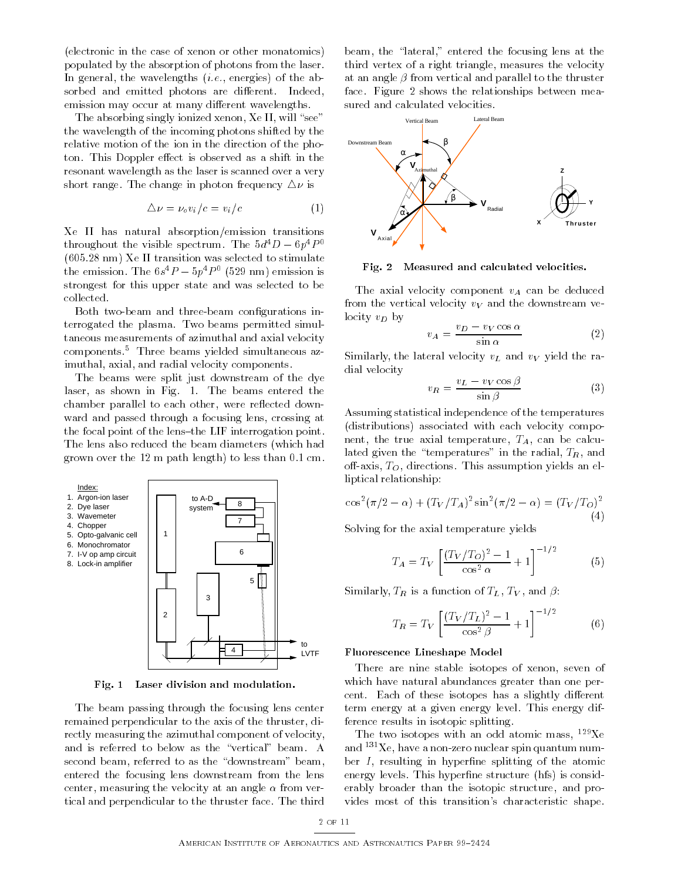(electronic in the case of xenon or other monatomics) populated by the absorption of photons from the laser. In general, the wavelengths (*i.e.*, energies) of the absorbed and emitted photons are different. Indeed, emission may occur at many different wavelengths.

The absorbing singly ionized xenon, Xe II, will "see" the wavelength of the incoming photons shifted by the relative motion of the ion in the direction of the photon. This Doppler effect is observed as a shift in the resonant wavelength as the laser is scanned over a very short range. The change in photon frequency $\triangle\nu$ is

$$\triangle\nu = \nu_o v_i / c = v_i / c \tag{1}$$

Xe II has natural absorption/emission transitions throughout the visible spectrum. The $5d^4D - 6p^4P^0$ (605.28 nm) Xe II transition was selected to stimulate the emission. The $6s^4P - 5p^4P^0$ (529 nm) emission is strongest for this upper state and was selected to be collected.

Both two-beam and three-beam configurations interrogated the plasma. Two beams permitted simultaneous measurements of azimuthal and axial velocity components.[5] Three beams yielded simultaneous azimuthal, axial, and radial velocity components.

The beams were split just downstream of the dye laser, as shown in Fig. 1. The beams entered the chamber parallel to each other, were reflected downward and passed through a focusing lens, crossing at the focal point of the lens–the LIF interrogation point. The lens also reduced the beam diameters (which had grown over the 12 m path length) to less than 0.1 cm.

Index:
1. Argon-ion laser
2. Dye laser
3. Wavemeter
4. Chopper
5. Opto-galvanic cell
6. Monochromator
7. I-V op amp circuit
8. Lock-in amplifier

**Fig. 1 Laser division and modulation.**

The beam passing through the focusing lens center remained perpendicular to the axis of the thruster, directly measuring the azimuthal component of velocity, and is referred to below as the "vertical" beam. A second beam, referred to as the "downstream" beam, entered the focusing lens downstream from the lens center, measuring the velocity at an angle $\alpha$ from vertical and perpendicular to the thruster face. The third beam, the "lateral," entered the focusing lens at the third vertex of a right triangle, measures the velocity at an angle $\beta$ from vertical and parallel to the thruster face. Figure 2 shows the relationships between measured and calculated velocities.

**Fig. 2 Measured and calculated velocities.**

The axial velocity component $v_A$ can be deduced from the vertical velocity $v_V$ and the downstream velocity $v_D$ by

$$v_A = \frac{v_D - v_V \cos\alpha}{\sin\alpha} \tag{2}$$

Similarly, the lateral velocity $v_L$ and $v_V$ yield the radial velocity

$$v_R = \frac{v_L - v_V \cos\beta}{\sin\beta} \tag{3}$$

Assuming statistical independence of the temperatures (distributions) associated with each velocity component, the true axial temperature, $T_A$, can be calculated given the "temperatures" in the radial, $T_R$, and off-axis, $T_O$, directions. This assumption yields an elliptical relationship:

$$\cos^2(\pi/2 - \alpha) + (T_V/T_A)^2 \sin^2(\pi/2 - \alpha) = (T_V/T_O)^2 \tag{4}$$

Solving for the axial temperature yields

$$T_A = T_V \left[ \frac{(T_V/T_O)^2 - 1}{\cos^2\alpha} + 1 \right]^{-1/2} \tag{5}$$

Similarly, $T_R$ is a function of $T_L$, $T_V$, and $\beta$:

$$T_R = T_V \left[ \frac{(T_V/T_L)^2 - 1}{\cos^2\beta} + 1 \right]^{-1/2} \tag{6}$$

### Fluorescence Lineshape Model

There are nine stable isotopes of xenon, seven of which have natural abundances greater than one percent. Each of these isotopes has a slightly different term energy at a given energy level. This energy difference results in isotopic splitting.

The two isotopes with an odd atomic mass, $^{129}$Xe and $^{131}$Xe, have a non-zero nuclear spin quantum number $I$, resulting in hyperfine splitting of the atomic energy levels. This hyperfine structure (hfs) is considerably broader than the isotopic structure, and provides most of this transition's characteristic shape.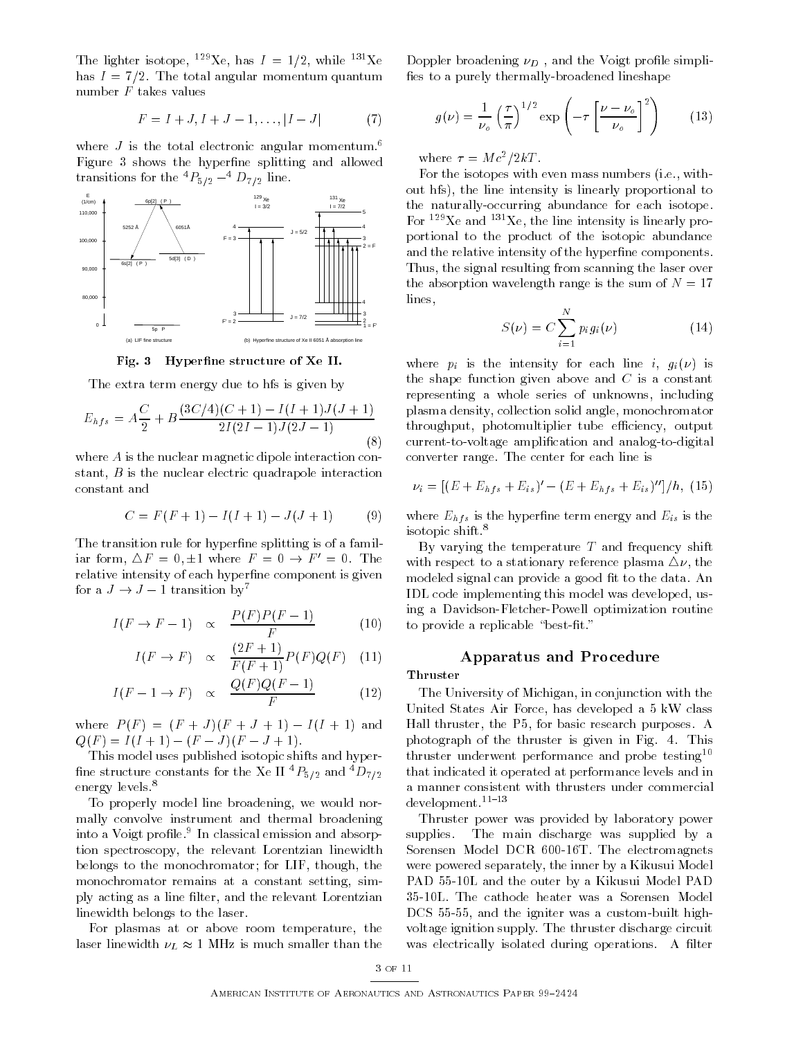The lighter isotope, $^{129}$Xe, has $I = 1/2$, while $^{131}$Xe has $I = 7/2$. The total angular momentum quantum number $F$ takes values

$$F = I + J, I + J - 1, \ldots, |I - J| \quad (7)$$

where $J$ is the total electronic angular momentum.[6] Figure 3 shows the hyperfine splitting and allowed transitions for the $^4P_{5/2} - ^4D_{7/2}$ line.

**Fig. 3 Hyperfine structure of Xe II.**

The extra term energy due to hfs is given by

$$E_{hfs} = A\frac{C}{2} + B\frac{(3C/4)(C+1) - I(I+1)J(J+1)}{2I(2I-1)J(2J-1)} \quad (8)$$

where $A$ is the nuclear magnetic dipole interaction constant, $B$ is the nuclear electric quadrapole interaction constant and

$$C = F(F+1) - I(I+1) - J(J+1) \quad (9)$$

The transition rule for hyperfine splitting is of a familiar form, $\triangle F = 0, \pm 1$ where $F = 0 \rightarrow F' = 0$. The relative intensity of each hyperfine component is given for a $J \rightarrow J - 1$ transition by[7]

$$I(F \rightarrow F-1) \quad \propto \quad \frac{P(F)P(F-1)}{F} \quad (10)$$

$$I(F \rightarrow F) \quad \propto \quad \frac{(2F+1)}{F(F+1)}P(F)Q(F) \quad (11)$$

$$I(F-1 \rightarrow F) \quad \propto \quad \frac{Q(F)Q(F-1)}{F} \quad (12)$$

where $P(F) = (F+J)(F+J+1) - I(I+1)$ and $Q(F) = I(I+1) - (F-J)(F-J+1)$.

This model uses published isotopic shifts and hyperfine structure constants for the Xe II $^4P_{5/2}$ and $^4D_{7/2}$ energy levels.[8]

To properly model line broadening, we would normally convolve instrument and thermal broadening into a Voigt profile.[9] In classical emission and absorption spectroscopy, the relevant Lorentzian linewidth belongs to the monochromator; for LIF, though, the monochromator remains at a constant setting, simply acting as a line filter, and the relevant Lorentzian linewidth belongs to the laser.

For plasmas at or above room temperature, the laser linewidth $\nu_L \approx 1$ MHz is much smaller than the Doppler broadening $\nu_D$ , and the Voigt profile simplifies to a purely thermally-broadened lineshape

$$g(\nu) = \frac{1}{\nu_o}\left(\frac{\tau}{\pi}\right)^{1/2} \exp\left(-\tau\left[\frac{\nu - \nu_o}{\nu_o}\right]^2\right) \quad (13)$$

where $\tau = Mc^2/2kT$.

For the isotopes with even mass numbers (i.e., without hfs), the line intensity is linearly proportional to the naturally-occurring abundance for each isotope. For $^{129}$Xe and $^{131}$Xe, the line intensity is linearly proportional to the product of the isotopic abundance and the relative intensity of the hyperfine components. Thus, the signal resulting from scanning the laser over the absorption wavelength range is the sum of $N = 17$ lines,

$$S(\nu) = C\sum_{i=1}^{N} p_i g_i(\nu) \quad (14)$$

where $p_i$ is the intensity for each line $i$, $g_i(\nu)$ is the shape function given above and $C$ is a constant representing a whole series of unknowns, including plasma density, collection solid angle, monochromator throughput, photomultiplier tube efficiency, output current-to-voltage amplification and analog-to-digital converter range. The center for each line is

$$\nu_i = [(E + E_{hfs} + E_{is})' - (E + E_{hfs} + E_{is})'']/h, \quad (15)$$

where $E_{hfs}$ is the hyperfine term energy and $E_{is}$ is the isotopic shift.[8]

By varying the temperature $T$ and frequency shift with respect to a stationary reference plasma $\triangle\nu$, the modeled signal can provide a good fit to the data. An IDL code implementing this model was developed, using a Davidson-Fletcher-Powell optimization routine to provide a replicable "best-fit."

## Apparatus and Procedure

### Thruster

The University of Michigan, in conjunction with the United States Air Force, has developed a 5 kW class Hall thruster, the P5, for basic research purposes. A photograph of the thruster is given in Fig. 4. This thruster underwent performance and probe testing[10] that indicated it operated at performance levels and in a manner consistent with thrusters under commercial development.[11–13]

Thruster power was provided by laboratory power supplies. The main discharge was supplied by a Sorensen Model DCR 600-16T. The electromagnets were powered separately, the inner by a Kikusui Model PAD 55-10L and the outer by a Kikusui Model PAD 35-10L. The cathode heater was a Sorensen Model DCS 55-55, and the igniter was a custom-built high-voltage ignition supply. The thruster discharge circuit was electrically isolated during operations. A filter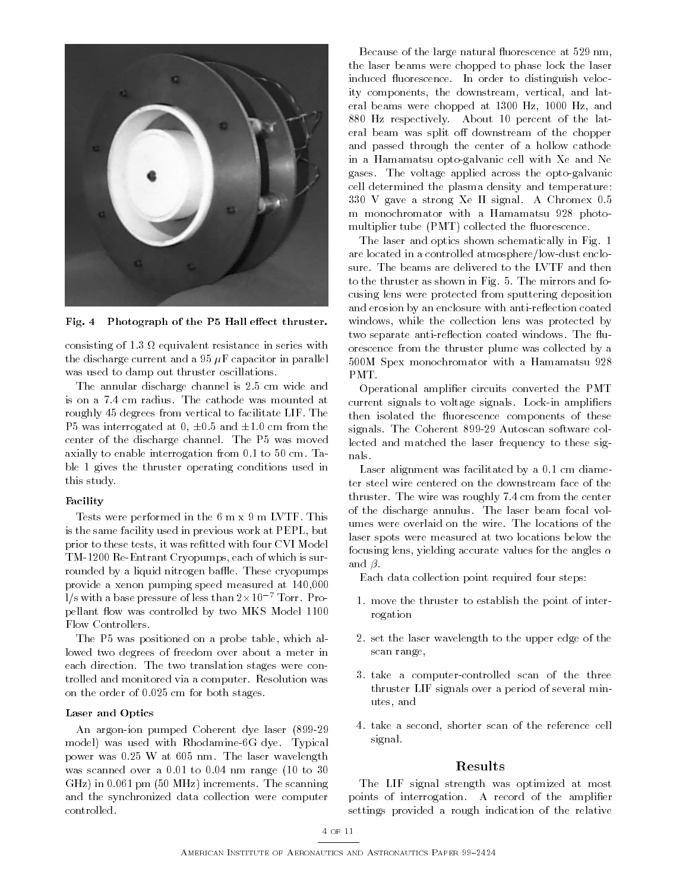Fig. 4 Photograph of the P5 Hall effect thruster.

consisting of 1.3 Ω equivalent resistance in series with the discharge current and a 95 μF capacitor in parallel was used to damp out thruster oscillations.

The annular discharge channel is 2.5 cm wide and is on a 7.4 cm radius. The cathode was mounted at roughly 45 degrees from vertical to facilitate LIF. The P5 was interrogated at 0, ±0.5 and ±1.0 cm from the center of the discharge channel. The P5 was moved axially to enable interrogation from 0.1 to 50 cm. Table 1 gives the thruster operating conditions used in this study.

### Facility

Tests were performed in the 6 m x 9 m LVTF. This is the same facility used in previous work at PEPL, but prior to these tests, it was refitted with four CVI Model TM-1200 Re-Entrant Cryopumps, each of which is surrounded by a liquid nitrogen baffle. These cryopumps provide a xenon pumping speed measured at 140,000 l/s with a base pressure of less than $2 \times 10^{-7}$ Torr. Propellant flow was controlled by two MKS Model 1100 Flow Controllers.

The P5 was positioned on a probe table, which allowed two degrees of freedom over about a meter in each direction. The two translation stages were controlled and monitored via a computer. Resolution was on the order of 0.025 cm for both stages.

### Laser and Optics

An argon-ion pumped Coherent dye laser (899-29 model) was used with Rhodamine-6G dye. Typical power was 0.25 W at 605 nm. The laser wavelength was scanned over a 0.01 to 0.04 nm range (10 to 30 GHz) in 0.061 pm (50 MHz) increments. The scanning and the synchronized data collection were computer controlled.

Because of the large natural fluorescence at 529 nm, the laser beams were chopped to phase lock the laser induced fluorescence. In order to distinguish velocity components, the downstream, vertical, and lateral beams were chopped at 1300 Hz, 1000 Hz, and 880 Hz respectively. About 10 percent of the lateral beam was split off downstream of the chopper and passed through the center of a hollow cathode in a Hamamatsu opto-galvanic cell with Xe and Ne gases. The voltage applied across the opto-galvanic cell determined the plasma density and temperature: 330 V gave a strong Xe II signal. A Chromex 0.5 m monochromator with a Hamamatsu 928 photomultiplier tube (PMT) collected the fluorescence.

The laser and optics shown schematically in Fig. 1 are located in a controlled atmosphere/low-dust enclosure. The beams are delivered to the LVTF and then to the thruster as shown in Fig. 5. The mirrors and focusing lens were protected from sputtering deposition and erosion by an enclosure with anti-reflection coated windows, while the collection lens was protected by two separate anti-reflection coated windows. The fluorescence from the thruster plume was collected by a 500M Spex monochromator with a Hamamatsu 928 PMT.

Operational amplifier circuits converted the PMT current signals to voltage signals. Lock-in amplifiers then isolated the fluorescence components of these signals. The Coherent 899-29 Autoscan software collected and matched the laser frequency to these signals.

Laser alignment was facilitated by a 0.1 cm diameter steel wire centered on the downstream face of the thruster. The wire was roughly 7.4 cm from the center of the discharge annulus. The laser beam focal volumes were overlaid on the wire. The locations of the laser spots were measured at two locations below the focusing lens, yielding accurate values for the angles $\alpha$ and $\beta$.

Each data collection point required four steps:

1. move the thruster to establish the point of interrogation
2. set the laser wavelength to the upper edge of the scan range,
3. take a computer-controlled scan of the three thruster LIF signals over a period of several minutes, and
4. take a second, shorter scan of the reference cell signal.

## Results

The LIF signal strength was optimized at most points of interrogation. A record of the amplifier settings provided a rough indication of the relative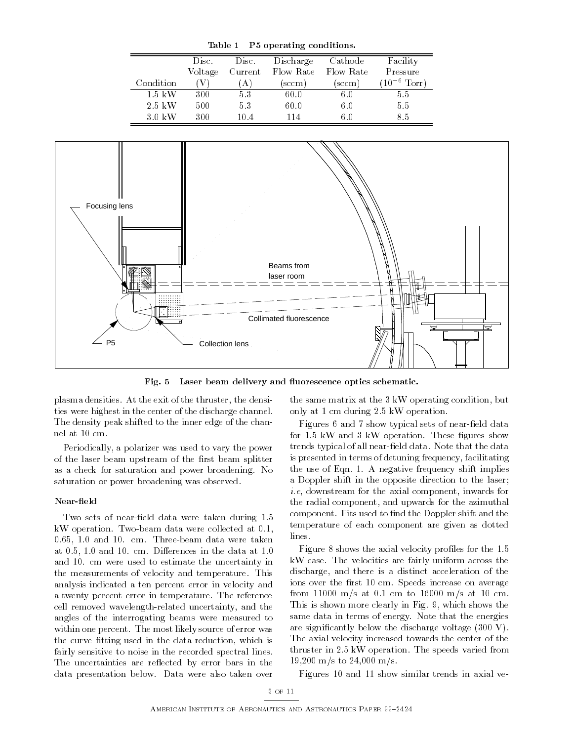Table 1 P5 operating conditions.

| Condition | Disc. Voltage (V) | Disc. Current (A) | Discharge Flow Rate (sccm) | Cathode Flow Rate (sccm) | Facility Pressure ($10^{-6}$ Torr) |
|---|---|---|---|---|---|
| 1.5 kW | 300 | 5.3 | 60.0 | 6.0 | 5.5 |
| 2.5 kW | 500 | 5.3 | 60.0 | 6.0 | 5.5 |
| 3.0 kW | 300 | 10.4 | 114 | 6.0 | 8.5 |

**Fig. 5 Laser beam delivery and fluorescence optics schematic.**

plasma densities. At the exit of the thruster, the densities were highest in the center of the discharge channel. The density peak shifted to the inner edge of the channel at 10 cm.

Periodically, a polarizer was used to vary the power of the laser beam upstream of the first beam splitter as a check for saturation and power broadening. No saturation or power broadening was observed.

### Near-field

Two sets of near-field data were taken during 1.5 kW operation. Two-beam data were collected at 0.1, 0.65, 1.0 and 10. cm. Three-beam data were taken at 0.5, 1.0 and 10. cm. Differences in the data at 1.0 and 10. cm were used to estimate the uncertainty in the measurements of velocity and temperature. This analysis indicated a ten percent error in velocity and a twenty percent error in temperature. The reference cell removed wavelength-related uncertainty, and the angles of the interrogating beams were measured to within one percent. The most likely source of error was the curve fitting used in the data reduction, which is fairly sensitive to noise in the recorded spectral lines. The uncertainties are reflected by error bars in the data presentation below. Data were also taken over the same matrix at the 3 kW operating condition, but only at 1 cm during 2.5 kW operation.

Figures 6 and 7 show typical sets of near-field data for 1.5 kW and 3 kW operation. These figures show trends typical of all near-field data. Note that the data is presented in terms of detuning frequency, facilitating the use of Eqn. 1. A negative frequency shift implies a Doppler shift in the opposite direction to the laser; *i.e*, downstream for the axial component, inwards for the radial component, and upwards for the azimuthal component. Fits used to find the Doppler shift and the temperature of each component are given as dotted lines.

Figure 8 shows the axial velocity profiles for the 1.5 kW case. The velocities are fairly uniform across the discharge, and there is a distinct acceleration of the ions over the first 10 cm. Speeds increase on average from 11000 m/s at 0.1 cm to 16000 m/s at 10 cm. This is shown more clearly in Fig. 9, which shows the same data in terms of energy. Note that the energies are significantly below the discharge voltage (300 V). The axial velocity increased towards the center of the thruster in 2.5 kW operation. The speeds varied from 19,200 m/s to 24,000 m/s.

Figures 10 and 11 show similar trends in axial ve-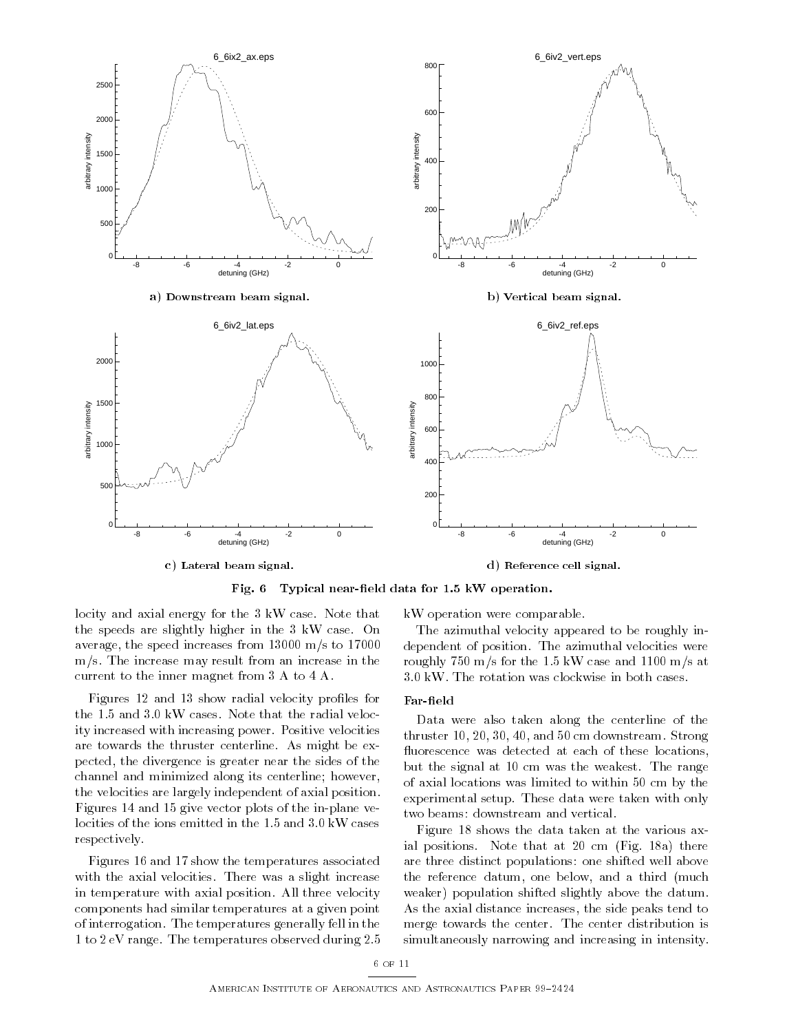a) Downstream beam signal.

b) Vertical beam signal.

c) Lateral beam signal.

d) Reference cell signal.

**Fig. 6 Typical near-field data for 1.5 kW operation.**

locity and axial energy for the 3 kW case. Note that the speeds are slightly higher in the 3 kW case. On average, the speed increases from 13000 m/s to 17000 m/s. The increase may result from an increase in the current to the inner magnet from 3 A to 4 A.

Figures 12 and 13 show radial velocity profiles for the 1.5 and 3.0 kW cases. Note that the radial velocity increased with increasing power. Positive velocities are towards the thruster centerline. As might be expected, the divergence is greater near the sides of the channel and minimized along its centerline; however, the velocities are largely independent of axial position. Figures 14 and 15 give vector plots of the in-plane velocities of the ions emitted in the 1.5 and 3.0 kW cases respectively.

Figures 16 and 17 show the temperatures associated with the axial velocities. There was a slight increase in temperature with axial position. All three velocity components had similar temperatures at a given point of interrogation. The temperatures generally fell in the 1 to 2 eV range. The temperatures observed during 2.5 kW operation were comparable.

The azimuthal velocity appeared to be roughly independent of position. The azimuthal velocities were roughly 750 m/s for the 1.5 kW case and 1100 m/s at 3.0 kW. The rotation was clockwise in both cases.

### Far-field

Data were also taken along the centerline of the thruster 10, 20, 30, 40, and 50 cm downstream. Strong fluorescence was detected at each of these locations, but the signal at 10 cm was the weakest. The range of axial locations was limited to within 50 cm by the experimental setup. These data were taken with only two beams: downstream and vertical.

Figure 18 shows the data taken at the various axial positions. Note that at 20 cm (Fig. 18a) there are three distinct populations: one shifted well above the reference datum, one below, and a third (much weaker) population shifted slightly above the datum. As the axial distance increases, the side peaks tend to merge towards the center. The center distribution is simultaneously narrowing and increasing in intensity.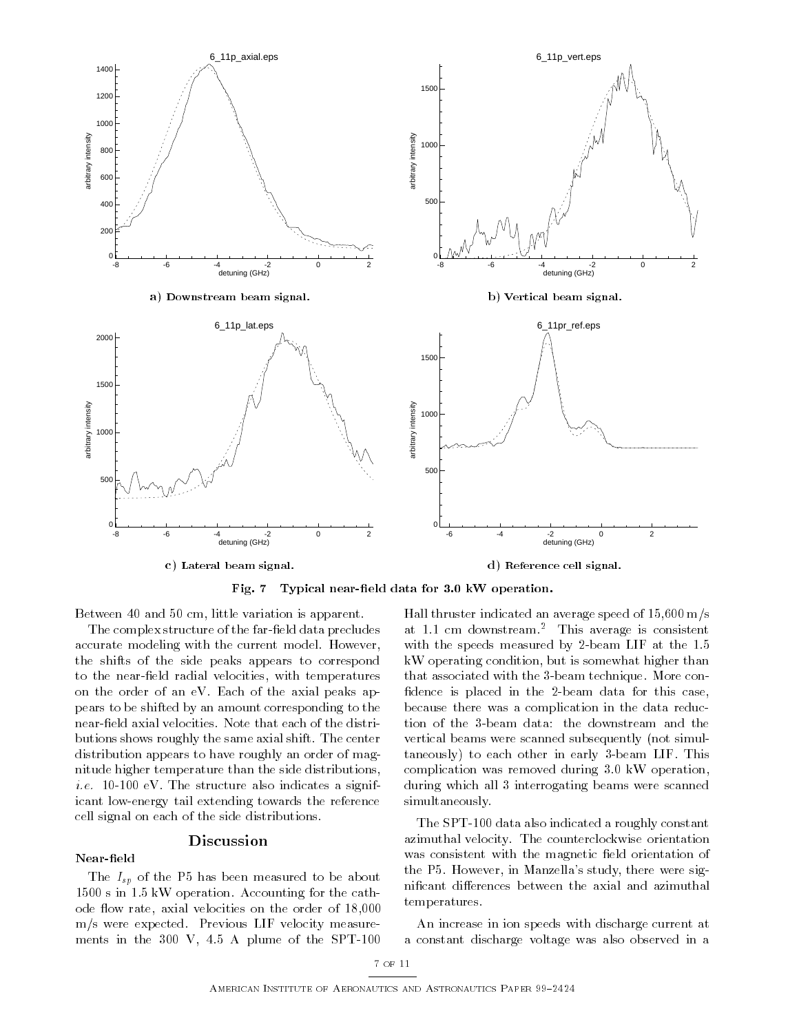a) Downstream beam signal.

b) Vertical beam signal.

c) Lateral beam signal.

d) Reference cell signal.

**Fig. 7 Typical near-field data for 3.0 kW operation.**

Between 40 and 50 cm, little variation is apparent.

The complex structure of the far-field data precludes accurate modeling with the current model. However, the shifts of the side peaks appears to correspond to the near-field radial velocities, with temperatures on the order of an eV. Each of the axial peaks appears to be shifted by an amount corresponding to the near-field axial velocities. Note that each of the distributions shows roughly the same axial shift. The center distribution appears to have roughly an order of magnitude higher temperature than the side distributions, *i.e.* 10-100 eV. The structure also indicates a significant low-energy tail extending towards the reference cell signal on each of the side distributions.

## Discussion

### Near-field

The $I_{sp}$ of the P5 has been measured to be about 1500 s in 1.5 kW operation. Accounting for the cathode flow rate, axial velocities on the order of 18,000 m/s were expected. Previous LIF velocity measurements in the 300 V, 4.5 A plume of the SPT-100 Hall thruster indicated an average speed of 15,600 m/s at 1.1 cm downstream.[2] This average is consistent with the speeds measured by 2-beam LIF at the 1.5 kW operating condition, but is somewhat higher than that associated with the 3-beam technique. More confidence is placed in the 2-beam data for this case, because there was a complication in the data reduction of the 3-beam data: the downstream and the vertical beams were scanned subsequently (not simultaneously) to each other in early 3-beam LIF. This complication was removed during 3.0 kW operation, during which all 3 interrogating beams were scanned simultaneously.

The SPT-100 data also indicated a roughly constant azimuthal velocity. The counterclockwise orientation was consistent with the magnetic field orientation of the P5. However, in Manzella's study, there were significant differences between the axial and azimuthal temperatures.

An increase in ion speeds with discharge current at a constant discharge voltage was also observed in a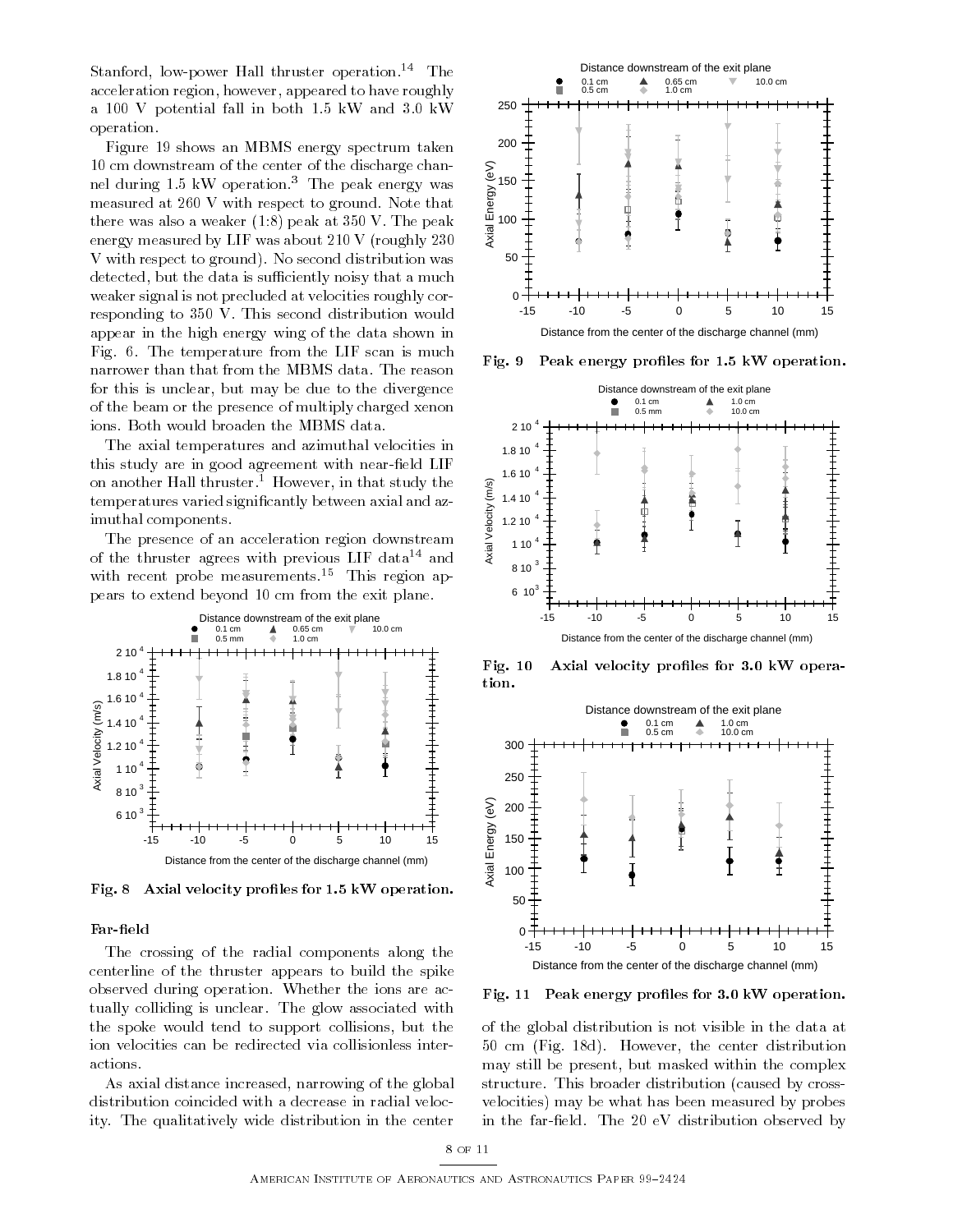Stanford, low-power Hall thruster operation.[14] The acceleration region, however, appeared to have roughly a 100 V potential fall in both 1.5 kW and 3.0 kW operation.

Figure 19 shows an MBMS energy spectrum taken 10 cm downstream of the center of the discharge channel during 1.5 kW operation.[3] The peak energy was measured at 260 V with respect to ground. Note that there was also a weaker (1:8) peak at 350 V. The peak energy measured by LIF was about 210 V (roughly 230 V with respect to ground). No second distribution was detected, but the data is sufficiently noisy that a much weaker signal is not precluded at velocities roughly corresponding to 350 V. This second distribution would appear in the high energy wing of the data shown in Fig. 6. The temperature from the LIF scan is much narrower than that from the MBMS data. The reason for this is unclear, but may be due to the divergence of the beam or the presence of multiply charged xenon ions. Both would broaden the MBMS data.

The axial temperatures and azimuthal velocities in this study are in good agreement with near-field LIF on another Hall thruster.[1] However, in that study the temperatures varied significantly between axial and azimuthal components.

The presence of an acceleration region downstream of the thruster agrees with previous LIF data[14] and with recent probe measurements.[15] This region appears to extend beyond 10 cm from the exit plane.

**Fig. 8 Axial velocity profiles for 1.5 kW operation.**

### Far-field

The crossing of the radial components along the centerline of the thruster appears to build the spike observed during operation. Whether the ions are actually colliding is unclear. The glow associated with the spoke would tend to support collisions, but the ion velocities can be redirected via collisionless interactions.

As axial distance increased, narrowing of the global distribution coincided with a decrease in radial velocity. The qualitatively wide distribution in the center of the global distribution is not visible in the data at 50 cm (Fig. 18d). However, the center distribution may still be present, but masked within the complex structure. This broader distribution (caused by cross-velocities) may be what has been measured by probes in the far-field. The 20 eV distribution observed by

**Fig. 9 Peak energy profiles for 1.5 kW operation.**

**Fig. 10 Axial velocity profiles for 3.0 kW operation.**

**Fig. 11 Peak energy profiles for 3.0 kW operation.**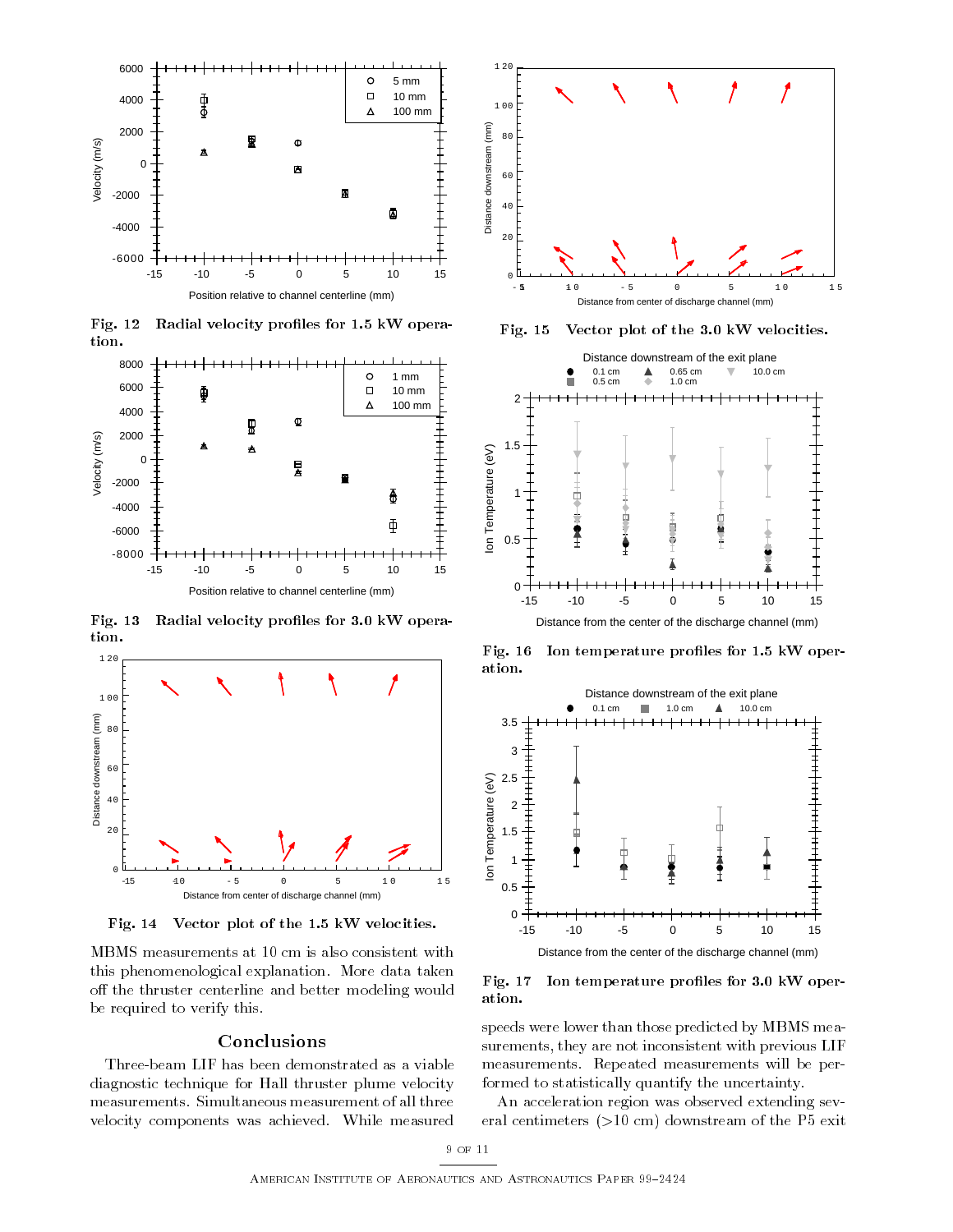Fig. 12 Radial velocity profiles for 1.5 kW operation.

Fig. 13 Radial velocity profiles for 3.0 kW operation.

Fig. 14 Vector plot of the 1.5 kW velocities.

MBMS measurements at 10 cm is also consistent with this phenomenological explanation. More data taken off the thruster centerline and better modeling would be required to verify this.

## Conclusions

Three-beam LIF has been demonstrated as a viable diagnostic technique for Hall thruster plume velocity measurements. Simultaneous measurement of all three velocity components was achieved. While measured speeds were lower than those predicted by MBMS measurements, they are not inconsistent with previous LIF measurements. Repeated measurements will be performed to statistically quantify the uncertainty.

An acceleration region was observed extending several centimeters (>10 cm) downstream of the P5 exit

Fig. 15 Vector plot of the 3.0 kW velocities.

Fig. 16 Ion temperature profiles for 1.5 kW operation.

Fig. 17 Ion temperature profiles for 3.0 kW operation.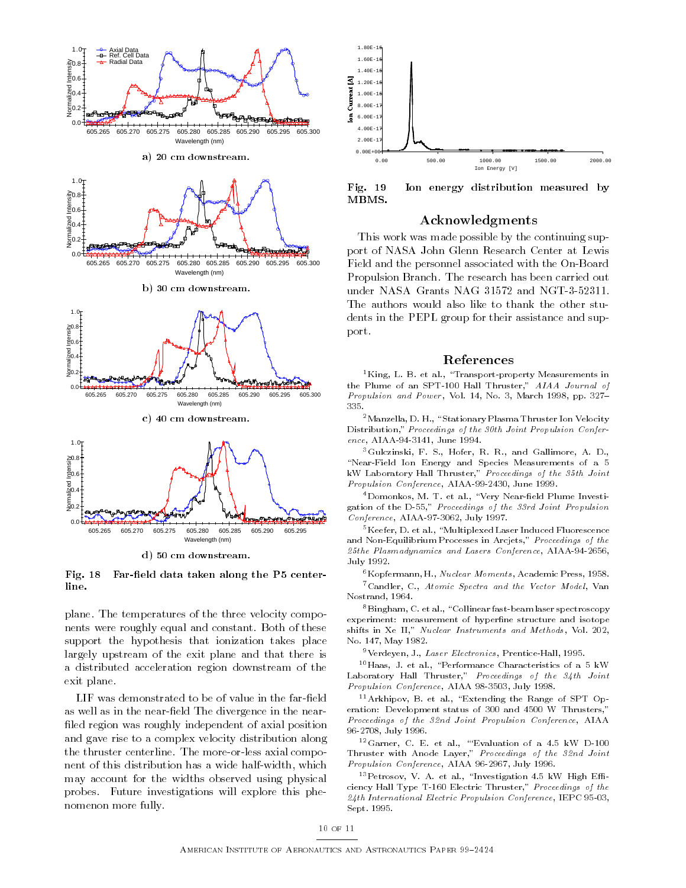a) 20 cm downstream.

b) 30 cm downstream.

c) 40 cm downstream.

d) 50 cm downstream.

**Fig. 18 Far-field data taken along the P5 centerline.**

plane. The temperatures of the three velocity components were roughly equal and constant. Both of these support the hypothesis that ionization takes place largely upstream of the exit plane and that there is a distributed acceleration region downstream of the exit plane.

LIF was demonstrated to be of value in the far-field as well as in the near-field The divergence in the near-filed region was roughly independent of axial position and gave rise to a complex velocity distribution along the thruster centerline. The more-or-less axial component of this distribution has a wide half-width, which may account for the widths observed using physical probes. Future investigations will explore this phenomenon more fully.

**Fig. 19 Ion energy distribution measured by MBMS.**

## Acknowledgments

This work was made possible by the continuing support of NASA John Glenn Research Center at Lewis Field and the personnel associated with the On-Board Propulsion Branch. The research has been carried out under NASA Grants NAG 31572 and NGT-3-52311. The authors would also like to thank the other students in the PEPL group for their assistance and support.

## References

[1] King, L. B. et al., "Transport-property Measurements in the Plume of an SPT-100 Hall Thruster," *AIAA Journal of Propulsion and Power*, Vol. 14, No. 3, March 1998, pp. 327–335.

[2] Manzella, D. H., "Stationary Plasma Thruster Ion Velocity Distribution," *Proceedings of the 30th Joint Propulsion Conference*, AIAA-94-3141, June 1994.

[3] Gulczinski, F. S., Hofer, R. R., and Gallimore, A. D., "Near-Field Ion Energy and Species Measurements of a 5 kW Laboratory Hall Thruster," *Proceedings of the 35th Joint Propulsion Conference*, AIAA-99-2430, June 1999.

[4] Domonkos, M. T. et al., "Very Near-field Plume Investigation of the D-55," *Proceedings of the 33rd Joint Propulsion Conference*, AIAA-97-3062, July 1997.

[5] Keefer, D. et al., "Multiplexed Laser Induced Fluorescence and Non-Equilibrium Processes in Arcjets," *Proceedings of the 25the Plasmadynamics and Lasers Conference*, AIAA-94-2656, July 1992.

[6] Kopfermann, H., *Nuclear Moments*, Academic Press, 1958.

[7] Candler, C., *Atomic Spectra and the Vector Model*, Van Nostrand, 1964.

[8] Bingham, C. et al., "Collinear fast-beam laser spectroscopy experiment: measurement of hyperfine structure and isotope shifts in Xe II," *Nuclear Instruments and Methods*, Vol. 202, No. 147, May 1982.

[9] Verdeyen, J., *Laser Electronics*, Prentice-Hall, 1995.

[10] Haas, J. et al., "Performance Characteristics of a 5 kW Laboratory Hall Thruster," *Proceedings of the 34th Joint Propulsion Conference*, AIAA 98-3503, July 1998.

[11] Arkhipov, B. et al., "Extending the Range of SPT Operation: Development status of 300 and 4500 W Thrusters," *Proceedings of the 32nd Joint Propulsion Conference*, AIAA 96-2708, July 1996.

[12] Garner, C. E. et al., "'Evaluation of a 4.5 kW D-100 Thruster with Anode Layer," *Proceedings of the 32nd Joint Propulsion Conference*, AIAA 96-2967, July 1996.

[13] Petrosov, V. A. et al., "Investigation 4.5 kW High Efficiency Hall Type T-160 Electric Thruster," *Proceedings of the 24th International Electric Propulsion Conference*, IEPC 95-03, Sept. 1995.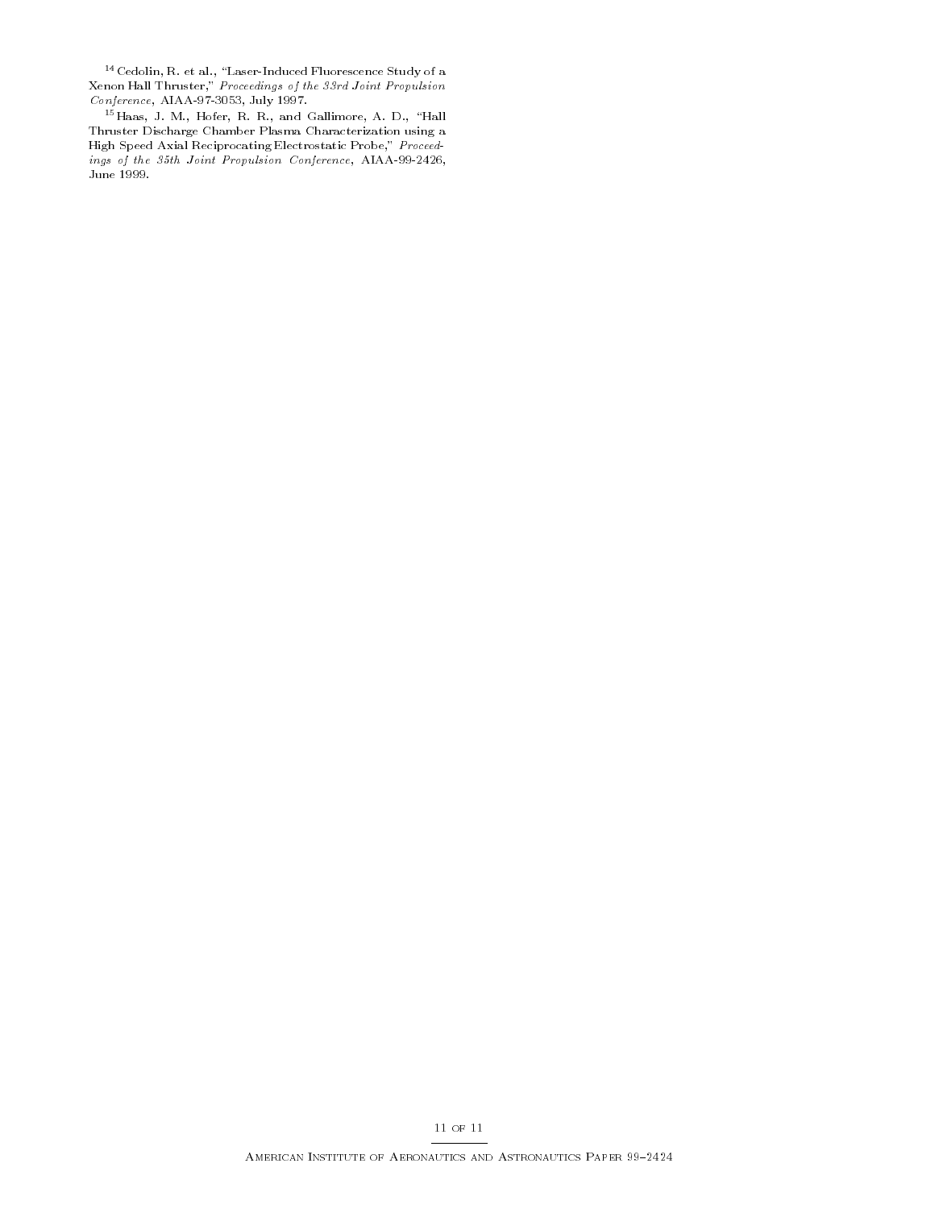[14] Cedolin, R. et al., "Laser-Induced Fluorescence Study of a Xenon Hall Thruster," *Proceedings of the 33rd Joint Propulsion Conference*, AIAA-97-3053, July 1997.

[15] Haas, J. M., Hofer, R. R., and Gallimore, A. D., "Hall Thruster Discharge Chamber Plasma Characterization using a High Speed Axial Reciprocating Electrostatic Probe," *Proceedings of the 35th Joint Propulsion Conference*, AIAA-99-2426, June 1999.